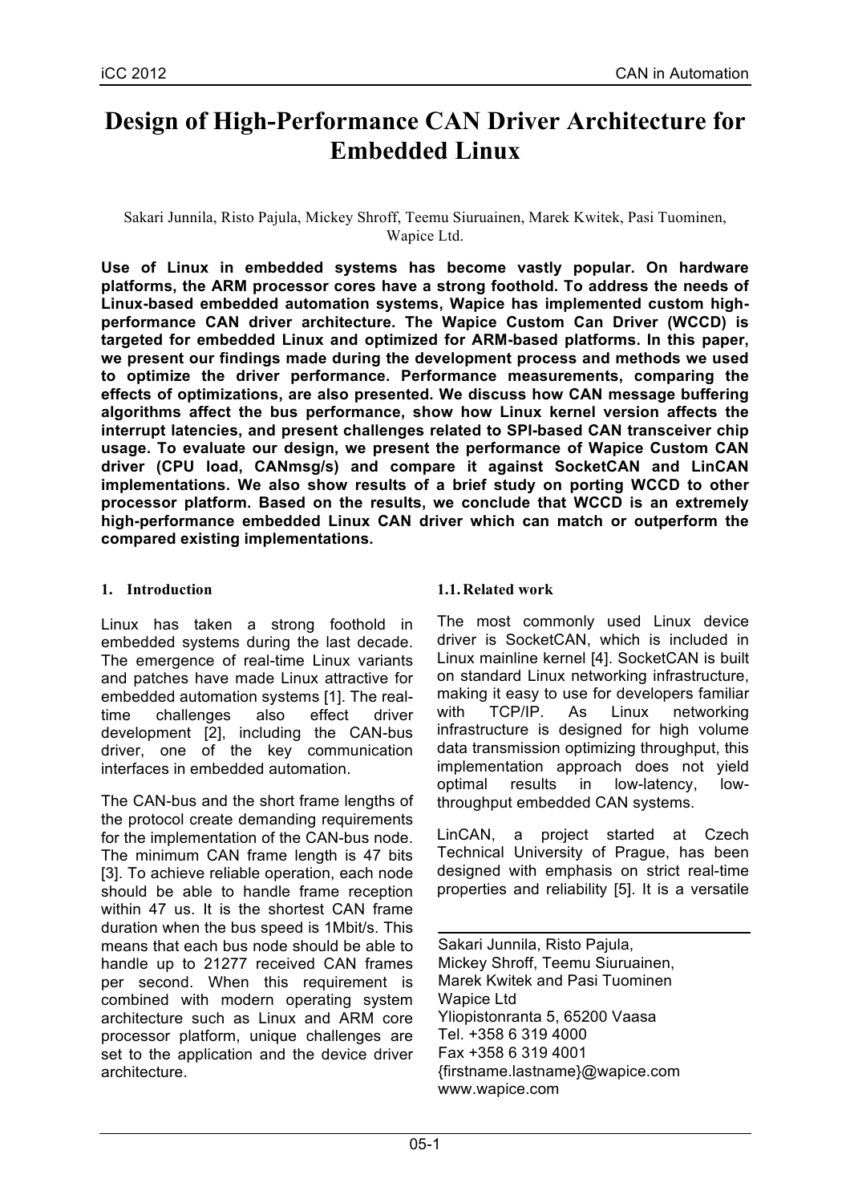# Design of High-Performance CAN Driver Architecture for Embedded Linux

Sakari Junnila, Risto Pajula, Mickey Shroff, Teemu Siuruainen, Marek Kwitek, Pasi Tuominen, Wapice Ltd.

**Use of Linux in embedded systems has become vastly popular. On hardware platforms, the ARM processor cores have a strong foothold. To address the needs of Linux-based embedded automation systems, Wapice has implemented custom high-performance CAN driver architecture. The Wapice Custom Can Driver (WCCD) is targeted for embedded Linux and optimized for ARM-based platforms. In this paper, we present our findings made during the development process and methods we used to optimize the driver performance. Performance measurements, comparing the effects of optimizations, are also presented. We discuss how CAN message buffering algorithms affect the bus performance, show how Linux kernel version affects the interrupt latencies, and present challenges related to SPI-based CAN transceiver chip usage. To evaluate our design, we present the performance of Wapice Custom CAN driver (CPU load, CANmsg/s) and compare it against SocketCAN and LinCAN implementations. We also show results of a brief study on porting WCCD to other processor platform. Based on the results, we conclude that WCCD is an extremely high-performance embedded Linux CAN driver which can match or outperform the compared existing implementations.**

## 1. Introduction

Linux has taken a strong foothold in embedded systems during the last decade. The emergence of real-time Linux variants and patches have made Linux attractive for embedded automation systems [1]. The real-time challenges also effect driver development [2], including the CAN-bus driver, one of the key communication interfaces in embedded automation.

The CAN-bus and the short frame lengths of the protocol create demanding requirements for the implementation of the CAN-bus node. The minimum CAN frame length is 47 bits [3]. To achieve reliable operation, each node should be able to handle frame reception within 47 us. It is the shortest CAN frame duration when the bus speed is 1Mbit/s. This means that each bus node should be able to handle up to 21277 received CAN frames per second. When this requirement is combined with modern operating system architecture such as Linux and ARM core processor platform, unique challenges are set to the application and the device driver architecture.

### 1.1. Related work

The most commonly used Linux device driver is SocketCAN, which is included in Linux mainline kernel [4]. SocketCAN is built on standard Linux networking infrastructure, making it easy to use for developers familiar with TCP/IP. As Linux networking infrastructure is designed for high volume data transmission optimizing throughput, this implementation approach does not yield optimal results in low-latency, low-throughput embedded CAN systems.

LinCAN, a project started at Czech Technical University of Prague, has been designed with emphasis on strict real-time properties and reliability [5]. It is a versatile

Sakari Junnila, Risto Pajula,
Mickey Shroff, Teemu Siuruainen,
Marek Kwitek and Pasi Tuominen
Wapice Ltd
Yliopistonranta 5, 65200 Vaasa
Tel. +358 6 319 4000
Fax +358 6 319 4001
{firstname.lastname}@wapice.com
www.wapice.com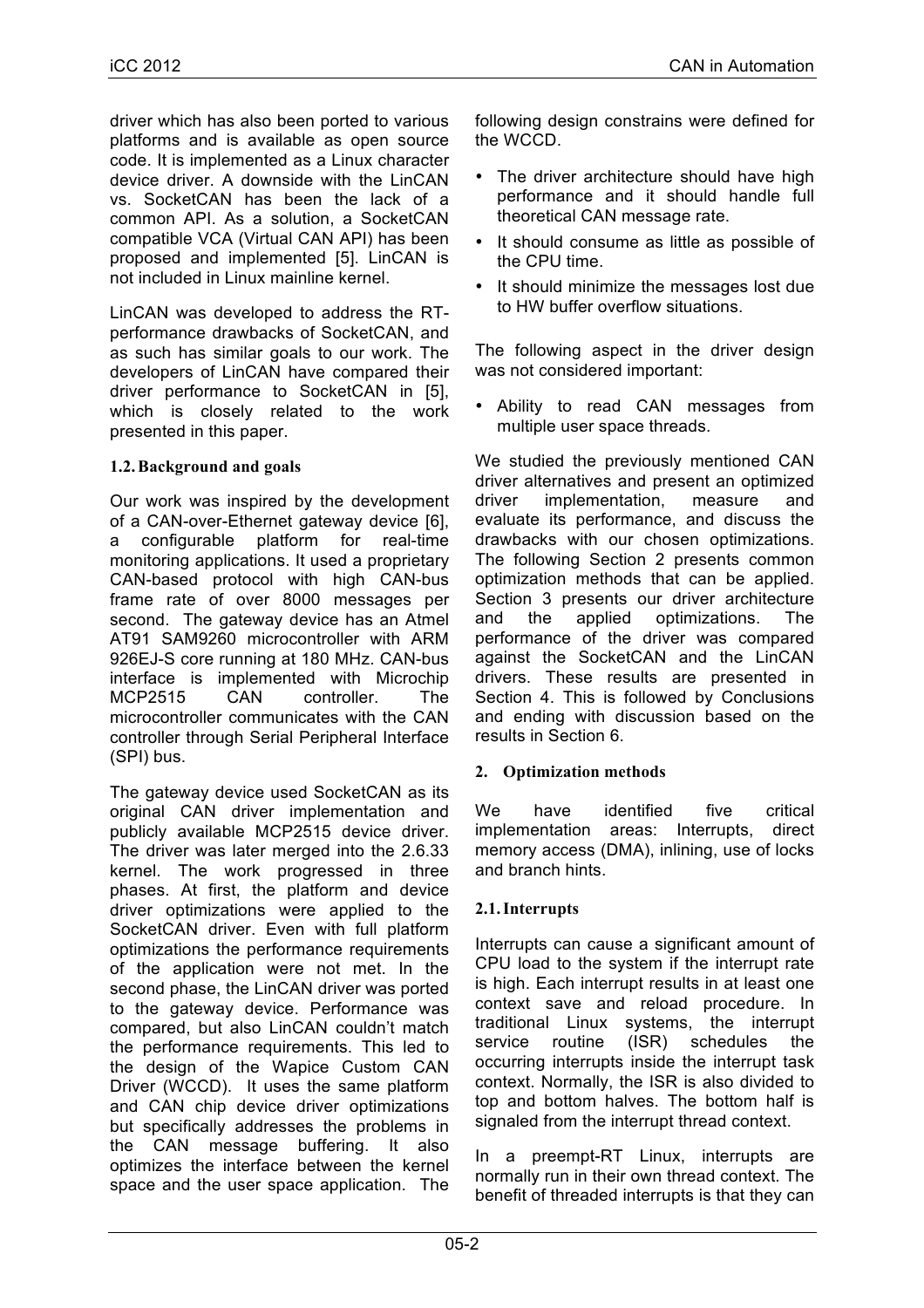driver which has also been ported to various platforms and is available as open source code. It is implemented as a Linux character device driver. A downside with the LinCAN vs. SocketCAN has been the lack of a common API. As a solution, a SocketCAN compatible VCA (Virtual CAN API) has been proposed and implemented [5]. LinCAN is not included in Linux mainline kernel.

LinCAN was developed to address the RT-performance drawbacks of SocketCAN, and as such has similar goals to our work. The developers of LinCAN have compared their driver performance to SocketCAN in [5], which is closely related to the work presented in this paper.

### 1.2. Background and goals

Our work was inspired by the development of a CAN-over-Ethernet gateway device [6], a configurable platform for real-time monitoring applications. It used a proprietary CAN-based protocol with high CAN-bus frame rate of over 8000 messages per second. The gateway device has an Atmel AT91 SAM9260 microcontroller with ARM 926EJ-S core running at 180 MHz. CAN-bus interface is implemented with Microchip MCP2515 CAN controller. The microcontroller communicates with the CAN controller through Serial Peripheral Interface (SPI) bus.

The gateway device used SocketCAN as its original CAN driver implementation and publicly available MCP2515 device driver. The driver was later merged into the 2.6.33 kernel. The work progressed in three phases. At first, the platform and device driver optimizations were applied to the SocketCAN driver. Even with full platform optimizations the performance requirements of the application were not met. In the second phase, the LinCAN driver was ported to the gateway device. Performance was compared, but also LinCAN couldn't match the performance requirements. This led to the design of the Wapice Custom CAN Driver (WCCD). It uses the same platform and CAN chip device driver optimizations but specifically addresses the problems in the CAN message buffering. It also optimizes the interface between the kernel space and the user space application. The following design constrains were defined for the WCCD.

- The driver architecture should have high performance and it should handle full theoretical CAN message rate.
- It should consume as little as possible of the CPU time.
- It should minimize the messages lost due to HW buffer overflow situations.

The following aspect in the driver design was not considered important:

- Ability to read CAN messages from multiple user space threads.

We studied the previously mentioned CAN driver alternatives and present an optimized driver implementation, measure and evaluate its performance, and discuss the drawbacks with our chosen optimizations. The following Section 2 presents common optimization methods that can be applied. Section 3 presents our driver architecture and the applied optimizations. The performance of the driver was compared against the SocketCAN and the LinCAN drivers. These results are presented in Section 4. This is followed by Conclusions and ending with discussion based on the results in Section 6.

## 2. Optimization methods

We have identified five critical implementation areas: Interrupts, direct memory access (DMA), inlining, use of locks and branch hints.

### 2.1. Interrupts

Interrupts can cause a significant amount of CPU load to the system if the interrupt rate is high. Each interrupt results in at least one context save and reload procedure. In traditional Linux systems, the interrupt service routine (ISR) schedules the occurring interrupts inside the interrupt task context. Normally, the ISR is also divided to top and bottom halves. The bottom half is signaled from the interrupt thread context.

In a preempt-RT Linux, interrupts are normally run in their own thread context. The benefit of threaded interrupts is that they can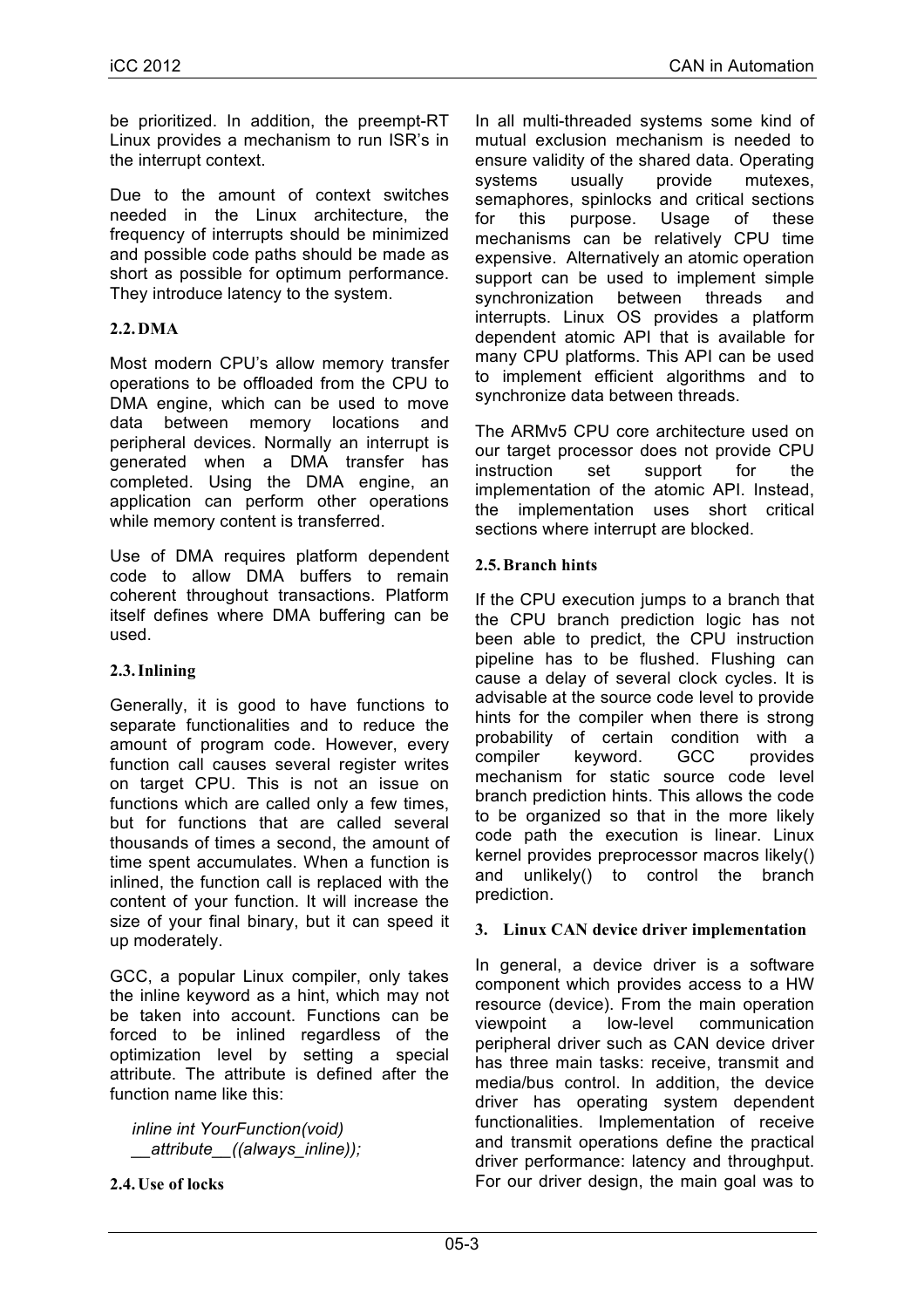be prioritized. In addition, the preempt-RT Linux provides a mechanism to run ISR's in the interrupt context.

Due to the amount of context switches needed in the Linux architecture, the frequency of interrupts should be minimized and possible code paths should be made as short as possible for optimum performance. They introduce latency to the system.

### 2.2. DMA

Most modern CPU's allow memory transfer operations to be offloaded from the CPU to DMA engine, which can be used to move data between memory locations and peripheral devices. Normally an interrupt is generated when a DMA transfer has completed. Using the DMA engine, an application can perform other operations while memory content is transferred.

Use of DMA requires platform dependent code to allow DMA buffers to remain coherent throughout transactions. Platform itself defines where DMA buffering can be used.

### 2.3. Inlining

Generally, it is good to have functions to separate functionalities and to reduce the amount of program code. However, every function call causes several register writes on target CPU. This is not an issue on functions which are called only a few times, but for functions that are called several thousands of times a second, the amount of time spent accumulates. When a function is inlined, the function call is replaced with the content of your function. It will increase the size of your final binary, but it can speed it up moderately.

GCC, a popular Linux compiler, only takes the inline keyword as a hint, which may not be taken into account. Functions can be forced to be inlined regardless of the optimization level by setting a special attribute. The attribute is defined after the function name like this:

```
inline int YourFunction(void)
__attribute__((always_inline));
```

### 2.4. Use of locks

In all multi-threaded systems some kind of mutual exclusion mechanism is needed to ensure validity of the shared data. Operating systems usually provide mutexes, semaphores, spinlocks and critical sections for this purpose. Usage of these mechanisms can be relatively CPU time expensive. Alternatively an atomic operation support can be used to implement simple synchronization between threads and interrupts. Linux OS provides a platform dependent atomic API that is available for many CPU platforms. This API can be used to implement efficient algorithms and to synchronize data between threads.

The ARMv5 CPU core architecture used on our target processor does not provide CPU instruction set support for the implementation of the atomic API. Instead, the implementation uses short critical sections where interrupt are blocked.

### 2.5. Branch hints

If the CPU execution jumps to a branch that the CPU branch prediction logic has not been able to predict, the CPU instruction pipeline has to be flushed. Flushing can cause a delay of several clock cycles. It is advisable at the source code level to provide hints for the compiler when there is strong probability of certain condition with a compiler keyword. GCC provides mechanism for static source code level branch prediction hints. This allows the code to be organized so that in the more likely code path the execution is linear. Linux kernel provides preprocessor macros likely() and unlikely() to control the branch prediction.

## 3. Linux CAN device driver implementation

In general, a device driver is a software component which provides access to a HW resource (device). From the main operation viewpoint a low-level communication peripheral driver such as CAN device driver has three main tasks: receive, transmit and media/bus control. In addition, the device driver has operating system dependent functionalities. Implementation of receive and transmit operations define the practical driver performance: latency and throughput. For our driver design, the main goal was to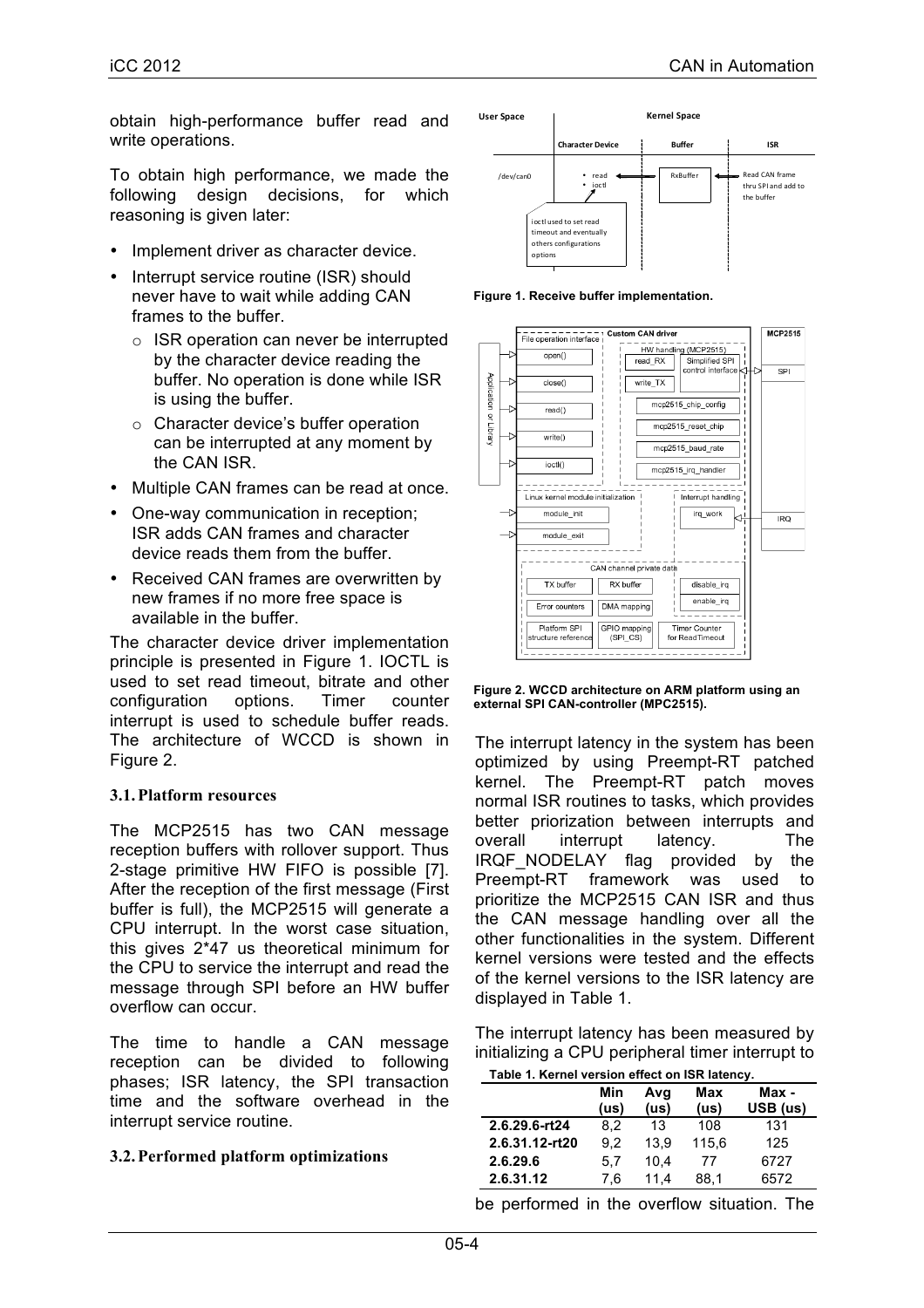obtain high-performance buffer read and write operations.

To obtain high performance, we made the following design decisions, for which reasoning is given later:

- Implement driver as character device.
- Interrupt service routine (ISR) should never have to wait while adding CAN frames to the buffer.
  - ISR operation can never be interrupted by the character device reading the buffer. No operation is done while ISR is using the buffer.
  - Character device's buffer operation can be interrupted at any moment by the CAN ISR.
- Multiple CAN frames can be read at once.
- One-way communication in reception; ISR adds CAN frames and character device reads them from the buffer.
- Received CAN frames are overwritten by new frames if no more free space is available in the buffer.

The character device driver implementation principle is presented in Figure 1. IOCTL is used to set read timeout, bitrate and other configuration options. Timer counter interrupt is used to schedule buffer reads. The architecture of WCCD is shown in Figure 2.

### 3.1. Platform resources

The MCP2515 has two CAN message reception buffers with rollover support. Thus 2-stage primitive HW FIFO is possible [7]. After the reception of the first message (First buffer is full), the MCP2515 will generate a CPU interrupt. In the worst case situation, this gives 2*47 us theoretical minimum for the CPU to service the interrupt and read the message through SPI before an HW buffer overflow can occur.

The time to handle a CAN message reception can be divided to following phases; ISR latency, the SPI transaction time and the software overhead in the interrupt service routine.

### 3.2. Performed platform optimizations

Figure 1. Receive buffer implementation.

Figure 2. WCCD architecture on ARM platform using an external SPI CAN-controller (MPC2515).

The interrupt latency in the system has been optimized by using Preempt-RT patched kernel. The Preempt-RT patch moves normal ISR routines to tasks, which provides better priorization between interrupts and overall interrupt latency. The IRQF_NODELAY flag provided by the Preempt-RT framework was used to prioritize the MCP2515 CAN ISR and thus the CAN message handling over all the other functionalities in the system. Different kernel versions were tested and the effects of the kernel versions to the ISR latency are displayed in Table 1.

The interrupt latency has been measured by initializing a CPU peripheral timer interrupt to be performed in the overflow situation. The

Table 1. Kernel version effect on ISR latency.

| | Min (us) | Avg (us) | Max (us) | Max - USB (us) |
|---|---|---|---|---|
| **2.6.29.6-rt24** | 8,2 | 13 | 108 | 131 |
| **2.6.31.12-rt20** | 9,2 | 13,9 | 115,6 | 125 |
| **2.6.29.6** | 5,7 | 10,4 | 77 | 6727 |
| **2.6.31.12** | 7,6 | 11,4 | 88,1 | 6572 |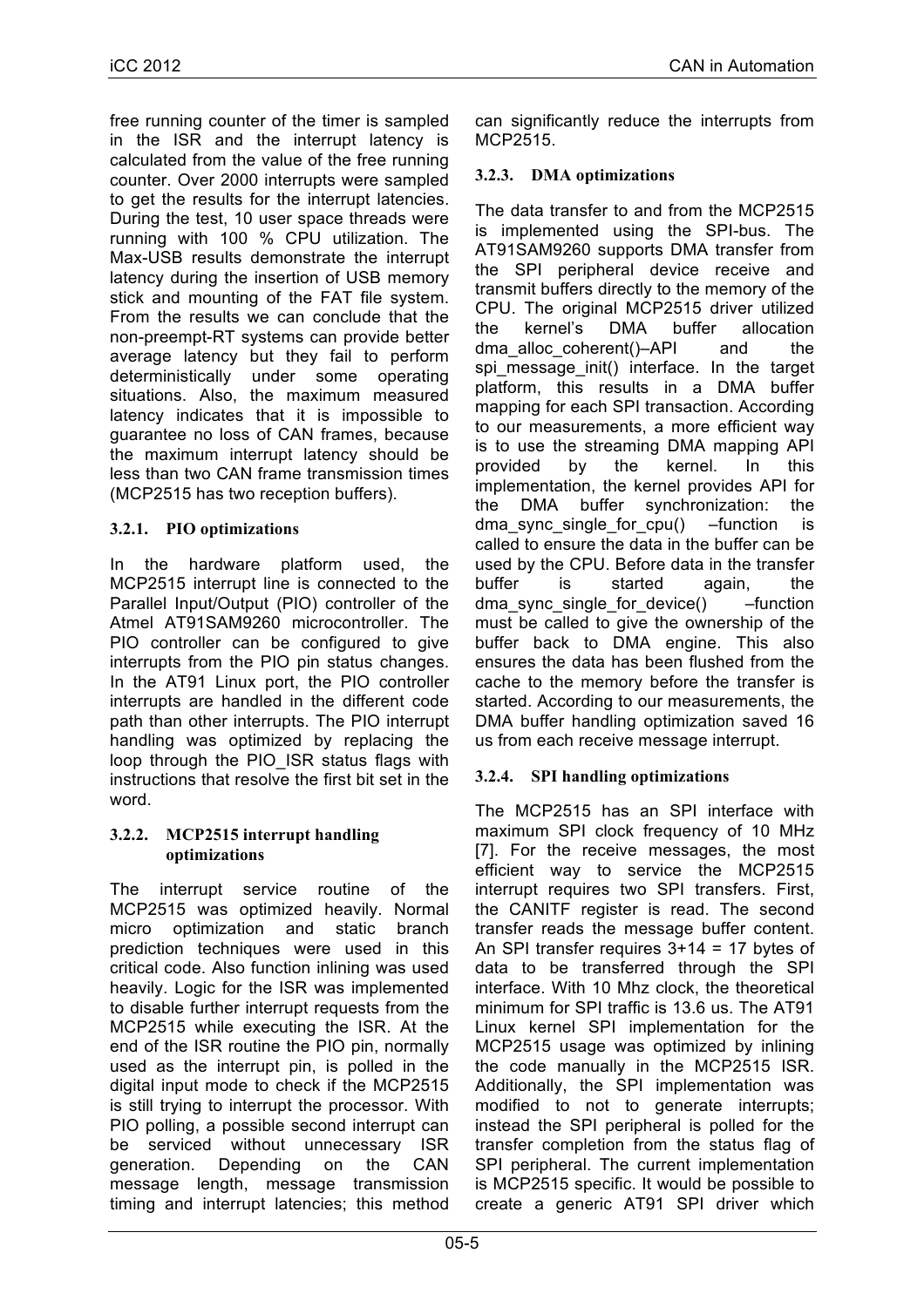free running counter of the timer is sampled in the ISR and the interrupt latency is calculated from the value of the free running counter. Over 2000 interrupts were sampled to get the results for the interrupt latencies. During the test, 10 user space threads were running with 100 % CPU utilization. The Max-USB results demonstrate the interrupt latency during the insertion of USB memory stick and mounting of the FAT file system. From the results we can conclude that the non-preempt-RT systems can provide better average latency but they fail to perform deterministically under some operating situations. Also, the maximum measured latency indicates that it is impossible to guarantee no loss of CAN frames, because the maximum interrupt latency should be less than two CAN frame transmission times (MCP2515 has two reception buffers).

#### 3.2.1. PIO optimizations

In the hardware platform used, the MCP2515 interrupt line is connected to the Parallel Input/Output (PIO) controller of the Atmel AT91SAM9260 microcontroller. The PIO controller can be configured to give interrupts from the PIO pin status changes. In the AT91 Linux port, the PIO controller interrupts are handled in the different code path than other interrupts. The PIO interrupt handling was optimized by replacing the loop through the PIO_ISR status flags with instructions that resolve the first bit set in the word.

#### 3.2.2. MCP2515 interrupt handling optimizations

The interrupt service routine of the MCP2515 was optimized heavily. Normal micro optimization and static branch prediction techniques were used in this critical code. Also function inlining was used heavily. Logic for the ISR was implemented to disable further interrupt requests from the MCP2515 while executing the ISR. At the end of the ISR routine the PIO pin, normally used as the interrupt pin, is polled in the digital input mode to check if the MCP2515 is still trying to interrupt the processor. With PIO polling, a possible second interrupt can be serviced without unnecessary ISR generation. Depending on the CAN message length, message transmission timing and interrupt latencies; this method can significantly reduce the interrupts from MCP2515.

#### 3.2.3. DMA optimizations

The data transfer to and from the MCP2515 is implemented using the SPI-bus. The AT91SAM9260 supports DMA transfer from the SPI peripheral device receive and transmit buffers directly to the memory of the CPU. The original MCP2515 driver utilized the kernel's DMA buffer allocation dma_alloc_coherent()–API and the spi_message_init() interface. In the target platform, this results in a DMA buffer mapping for each SPI transaction. According to our measurements, a more efficient way is to use the streaming DMA mapping API provided by the kernel. In this implementation, the kernel provides API for the DMA buffer synchronization: the dma_sync_single_for_cpu() –function is called to ensure the data in the buffer can be used by the CPU. Before data in the transfer buffer is started again, the dma_sync_single_for_device() –function must be called to give the ownership of the buffer back to DMA engine. This also ensures the data has been flushed from the cache to the memory before the transfer is started. According to our measurements, the DMA buffer handling optimization saved 16 us from each receive message interrupt.

#### 3.2.4. SPI handling optimizations

The MCP2515 has an SPI interface with maximum SPI clock frequency of 10 MHz [7]. For the receive messages, the most efficient way to service the MCP2515 interrupt requires two SPI transfers. First, the CANITF register is read. The second transfer reads the message buffer content. An SPI transfer requires 3+14 = 17 bytes of data to be transferred through the SPI interface. With 10 Mhz clock, the theoretical minimum for SPI traffic is 13.6 us. The AT91 Linux kernel SPI implementation for the MCP2515 usage was optimized by inlining the code manually in the MCP2515 ISR. Additionally, the SPI implementation was modified to not to generate interrupts; instead the SPI peripheral is polled for the transfer completion from the status flag of SPI peripheral. The current implementation is MCP2515 specific. It would be possible to create a generic AT91 SPI driver which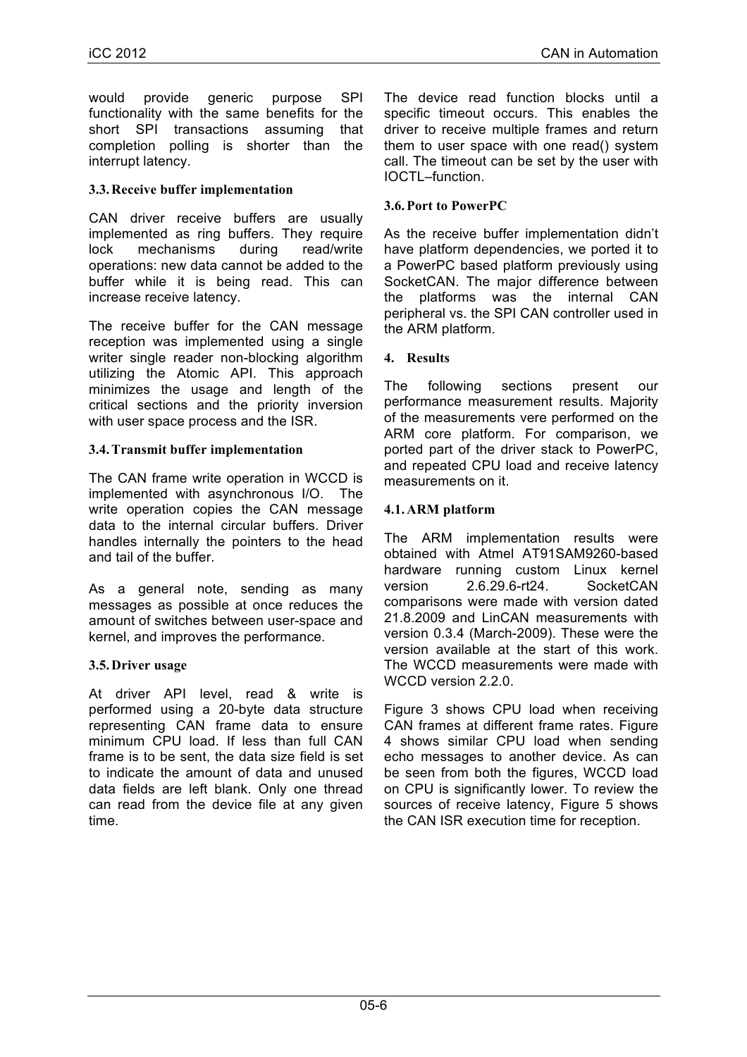would provide generic purpose SPI functionality with the same benefits for the short SPI transactions assuming that completion polling is shorter than the interrupt latency.

### 3.3. Receive buffer implementation

CAN driver receive buffers are usually implemented as ring buffers. They require lock mechanisms during read/write operations: new data cannot be added to the buffer while it is being read. This can increase receive latency.

The receive buffer for the CAN message reception was implemented using a single writer single reader non-blocking algorithm utilizing the Atomic API. This approach minimizes the usage and length of the critical sections and the priority inversion with user space process and the ISR.

### 3.4. Transmit buffer implementation

The CAN frame write operation in WCCD is implemented with asynchronous I/O. The write operation copies the CAN message data to the internal circular buffers. Driver handles internally the pointers to the head and tail of the buffer.

As a general note, sending as many messages as possible at once reduces the amount of switches between user-space and kernel, and improves the performance.

### 3.5. Driver usage

At driver API level, read & write is performed using a 20-byte data structure representing CAN frame data to ensure minimum CPU load. If less than full CAN frame is to be sent, the data size field is set to indicate the amount of data and unused data fields are left blank. Only one thread can read from the device file at any given time.

The device read function blocks until a specific timeout occurs. This enables the driver to receive multiple frames and return them to user space with one read() system call. The timeout can be set by the user with IOCTL–function.

### 3.6. Port to PowerPC

As the receive buffer implementation didn't have platform dependencies, we ported it to a PowerPC based platform previously using SocketCAN. The major difference between the platforms was the internal CAN peripheral vs. the SPI CAN controller used in the ARM platform.

## 4. Results

The following sections present our performance measurement results. Majority of the measurements vere performed on the ARM core platform. For comparison, we ported part of the driver stack to PowerPC, and repeated CPU load and receive latency measurements on it.

### 4.1. ARM platform

The ARM implementation results were obtained with Atmel AT91SAM9260-based hardware running custom Linux kernel version 2.6.29.6-rt24. SocketCAN comparisons were made with version dated 21.8.2009 and LinCAN measurements with version 0.3.4 (March-2009). These were the version available at the start of this work. The WCCD measurements were made with WCCD version 2.2.0.

Figure 3 shows CPU load when receiving CAN frames at different frame rates. Figure 4 shows similar CPU load when sending echo messages to another device. As can be seen from both the figures, WCCD load on CPU is significantly lower. To review the sources of receive latency, Figure 5 shows the CAN ISR execution time for reception.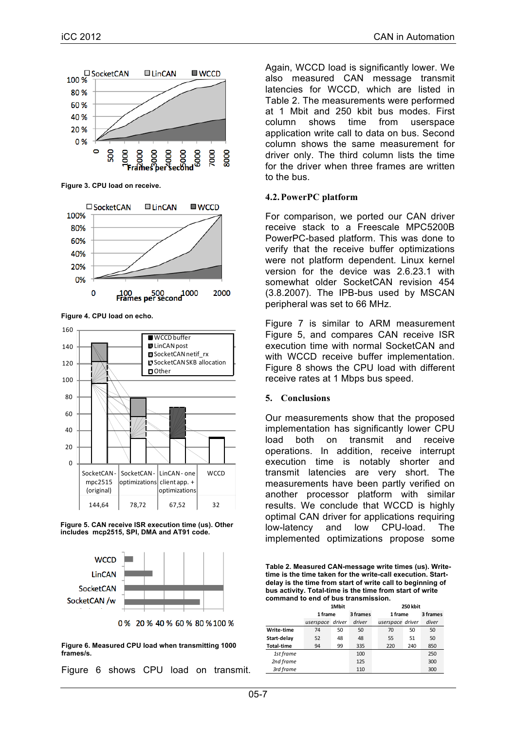Figure 3. CPU load on receive.

Figure 4. CPU load on echo.

Figure 5. CAN receive ISR execution time (us). Other includes mcp2515, SPI, DMA and AT91 code.

Figure 6. Measured CPU load when transmitting 1000 frames/s.

Figure 6 shows CPU load on transmit. Again, WCCD load is significantly lower. We also measured CAN message transmit latencies for WCCD, which are listed in Table 2. The measurements were performed at 1 Mbit and 250 kbit bus modes. First column shows time from userspace application write call to data on bus. Second column shows the same measurement for driver only. The third column lists the time for the driver when three frames are written to the bus.

## 4.2. PowerPC platform

For comparison, we ported our CAN driver receive stack to a Freescale MPC5200B PowerPC-based platform. This was done to verify that the receive buffer optimizations were not platform dependent. Linux kernel version for the device was 2.6.23.1 with somewhat older SocketCAN revision 454 (3.8.2007). The IPB-bus used by MSCAN peripheral was set to 66 MHz.

Figure 7 is similar to ARM measurement Figure 5, and compares CAN receive ISR execution time with normal SocketCAN and with WCCD receive buffer implementation. Figure 8 shows the CPU load with different receive rates at 1 Mbps bus speed.

## 5. Conclusions

Our measurements show that the proposed implementation has significantly lower CPU load both on transmit and receive operations. In addition, receive interrupt execution time is notably shorter and transmit latencies are very short. The measurements have been partly verified on another processor platform with similar results. We conclude that WCCD is highly optimal CAN driver for applications requiring low-latency and low CPU-load. The implemented optimizations propose some

**Table 2. Measured CAN-message write times (us). Write-time is the time taken for the write-call execution. Start-delay is the time from start of write call to beginning of bus activity. Total-time is the time from start of write command to end of bus transmission.**

| | 1Mbit | | | 250 kbit | | |
|---|---|---|---|---|---|---|
| | 1 frame | | 3 frames | 1 frame | | 3 frames |
| | *userspace* | *driver* | *driver* | *userspace* | *driver* | *diver* |
| **Write-time** | 74 | 50 | 50 | 70 | 50 | 50 |
| **Start-delay** | 52 | 48 | 48 | 55 | 51 | 50 |
| **Total-time** | 94 | 99 | 335 | 220 | 240 | 850 |
| *1st frame* | | | 100 | | | 250 |
| *2nd frame* | | | 125 | | | 300 |
| *3rd frame* | | | 110 | | | 300 |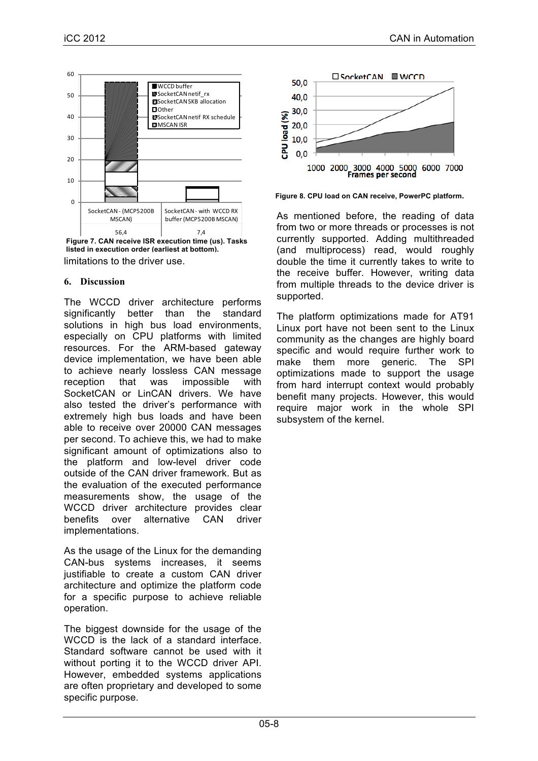Figure 7. CAN receive ISR execution time (us). Tasks listed in execution order (earliest at bottom).

limitations to the driver use.

## 6. Discussion

The WCCD driver architecture performs significantly better than the standard solutions in high bus load environments, especially on CPU platforms with limited resources. For the ARM-based gateway device implementation, we have been able to achieve nearly lossless CAN message reception that was impossible with SocketCAN or LinCAN drivers. We have also tested the driver's performance with extremely high bus loads and have been able to receive over 20000 CAN messages per second. To achieve this, we had to make significant amount of optimizations also to the platform and low-level driver code outside of the CAN driver framework. But as the evaluation of the executed performance measurements show, the usage of the WCCD driver architecture provides clear benefits over alternative CAN driver implementations.

As the usage of the Linux for the demanding CAN-bus systems increases, it seems justifiable to create a custom CAN driver architecture and optimize the platform code for a specific purpose to achieve reliable operation.

The biggest downside for the usage of the WCCD is the lack of a standard interface. Standard software cannot be used with it without porting it to the WCCD driver API. However, embedded systems applications are often proprietary and developed to some specific purpose.

Figure 8. CPU load on CAN receive, PowerPC platform.

As mentioned before, the reading of data from two or more threads or processes is not currently supported. Adding multithreaded (and multiprocess) read, would roughly double the time it currently takes to write to the receive buffer. However, writing data from multiple threads to the device driver is supported.

The platform optimizations made for AT91 Linux port have not been sent to the Linux community as the changes are highly board specific and would require further work to make them more generic. The SPI optimizations made to support the usage from hard interrupt context would probably benefit many projects. However, this would require major work in the whole SPI subsystem of the kernel.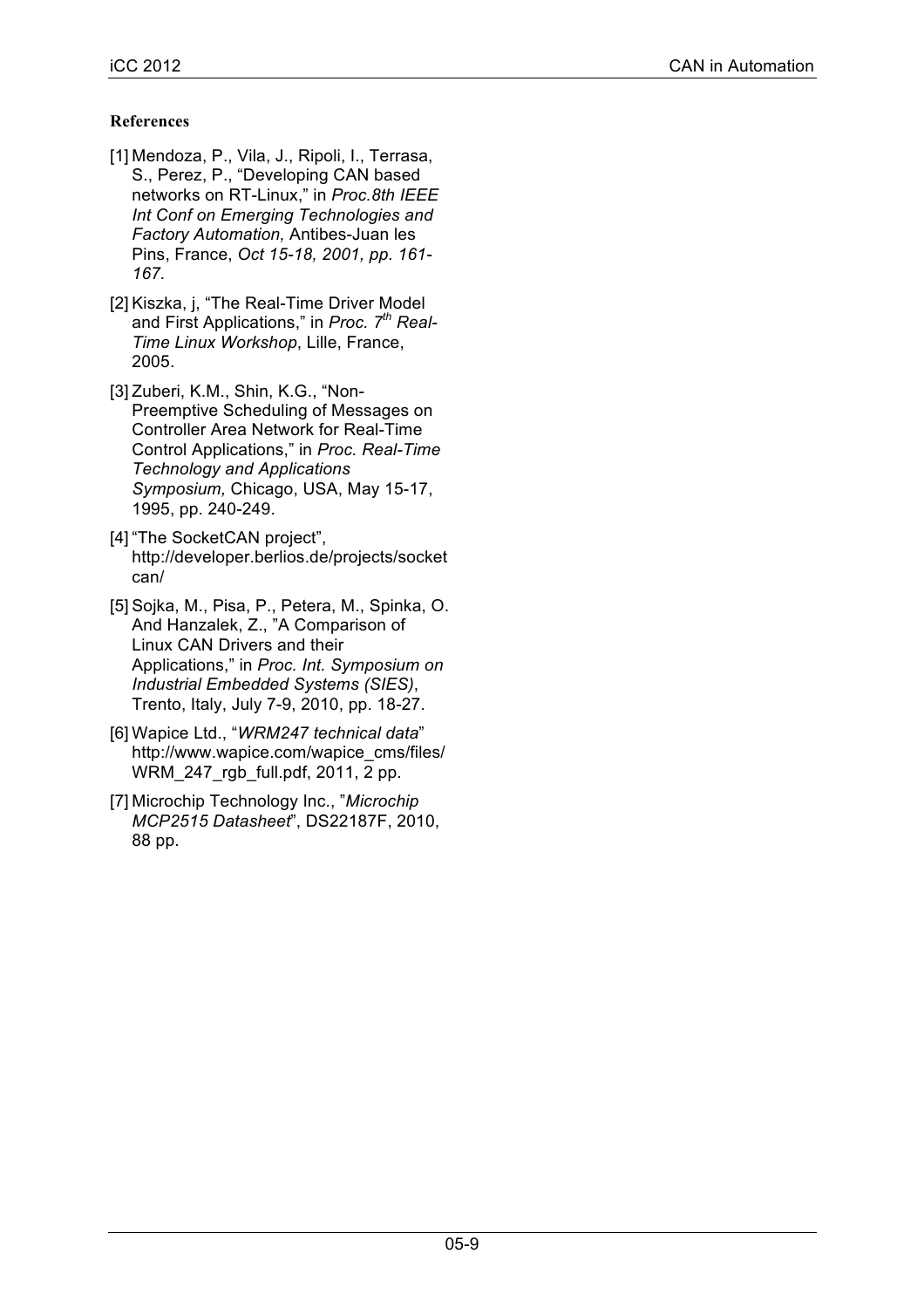**References**

[1] Mendoza, P., Vila, J., Ripoli, I., Terrasa, S., Perez, P., "Developing CAN based networks on RT-Linux," in *Proc.8th IEEE Int Conf on Emerging Technologies and Factory Automation,* Antibes-Juan les Pins, France, *Oct 15-18, 2001, pp. 161-167.*

[2] Kiszka, j, "The Real-Time Driver Model and First Applications," in *Proc. 7th Real-Time Linux Workshop*, Lille, France, 2005.

[3] Zuberi, K.M., Shin, K.G., "Non-Preemptive Scheduling of Messages on Controller Area Network for Real-Time Control Applications," in *Proc. Real-Time Technology and Applications Symposium,* Chicago, USA, May 15-17, 1995, pp. 240-249.

[4] "The SocketCAN project", http://developer.berlios.de/projects/socketcan/

[5] Sojka, M., Pisa, P., Petera, M., Spinka, O. And Hanzalek, Z., "A Comparison of Linux CAN Drivers and their Applications," in *Proc. Int. Symposium on Industrial Embedded Systems (SIES)*, Trento, Italy, July 7-9, 2010, pp. 18-27.

[6] Wapice Ltd., "*WRM247 technical data*" http://www.wapice.com/wapice_cms/files/WRM_247_rgb_full.pdf, 2011, 2 pp.

[7] Microchip Technology Inc., "*Microchip MCP2515 Datasheet*", DS22187F, 2010, 88 pp.